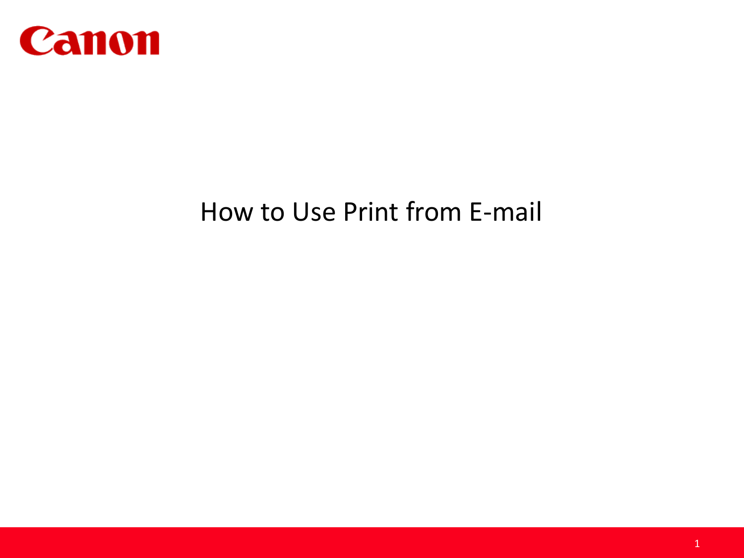Canon

# How to Use Print from E-mail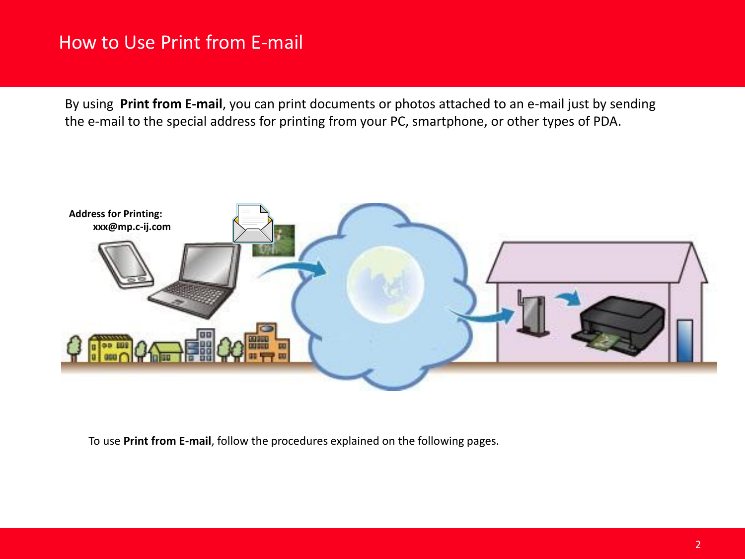# How to Use Print from E-mail

By using **Print from E-mail**, you can print documents or photos attached to an e-mail just by sending the e-mail to the special address for printing from your PC, smartphone, or other types of PDA.

**Address for Printing:**
**xxx@mp.c-ij.com**

To use **Print from E-mail**, follow the procedures explained on the following pages.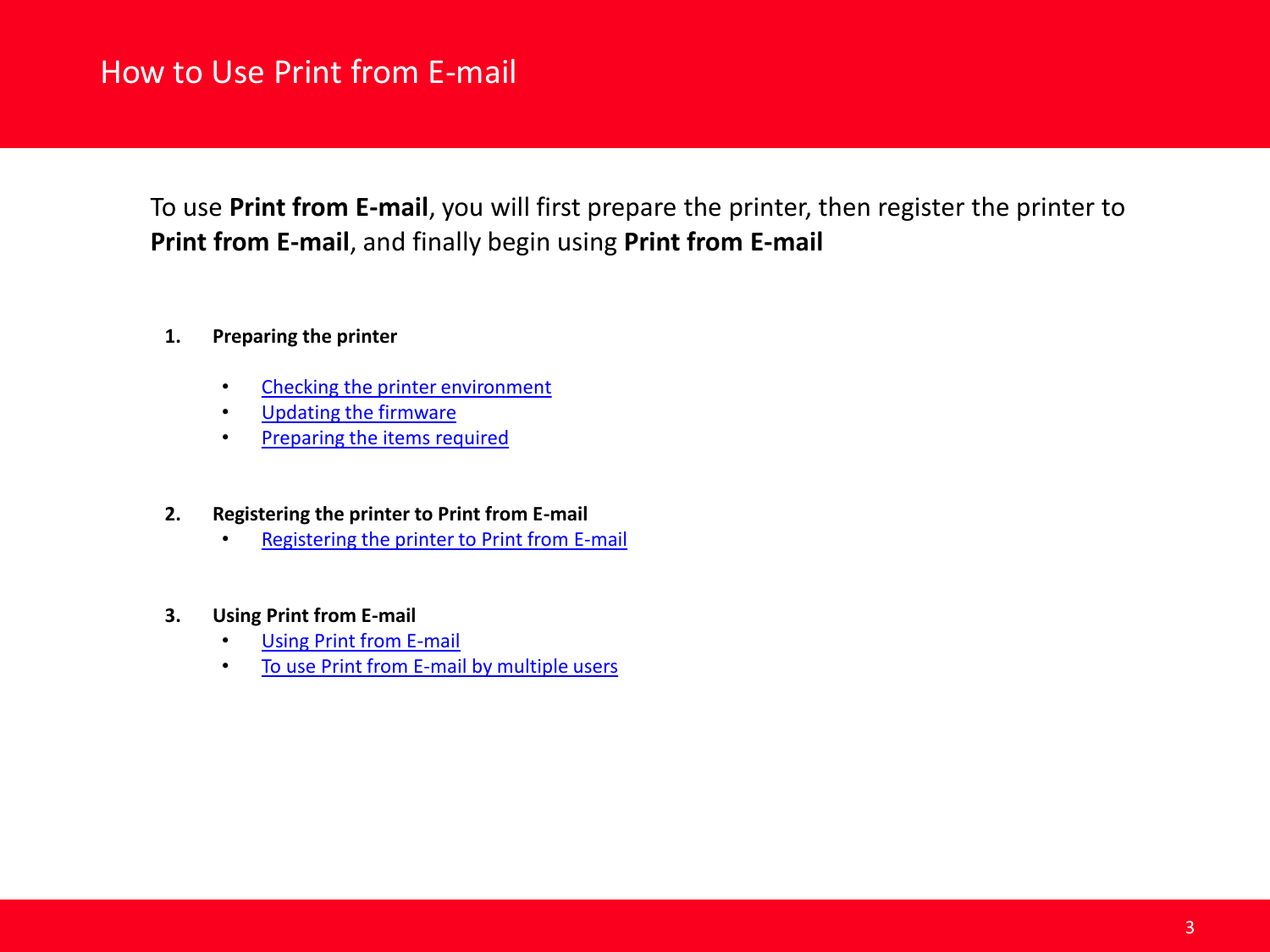# How to Use Print from E-mail

To use **Print from E-mail**, you will first prepare the printer, then register the printer to **Print from E-mail**, and finally begin using **Print from E-mail**

1. **Preparing the printer**
   - Checking the printer environment
   - Updating the firmware
   - Preparing the items required

2. **Registering the printer to Print from E-mail**
   - Registering the printer to Print from E-mail

3. **Using Print from E-mail**
   - Using Print from E-mail
   - To use Print from E-mail by multiple users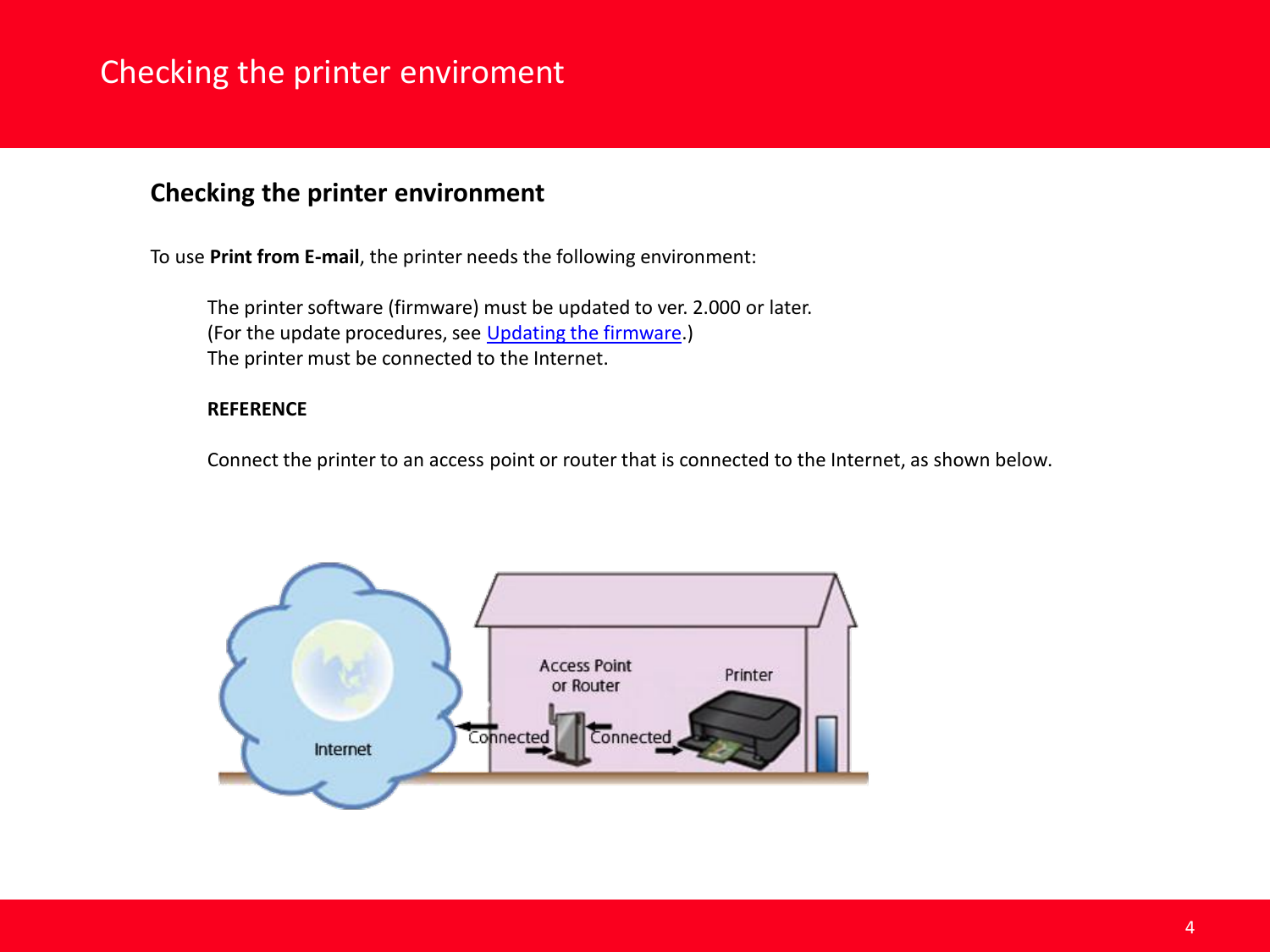# Checking the printer enviroment

## Checking the printer environment

To use **Print from E-mail**, the printer needs the following environment:

The printer software (firmware) must be updated to ver. 2.000 or later.
(For the update procedures, see Updating the firmware.)
The printer must be connected to the Internet.

**REFERENCE**

Connect the printer to an access point or router that is connected to the Internet, as shown below.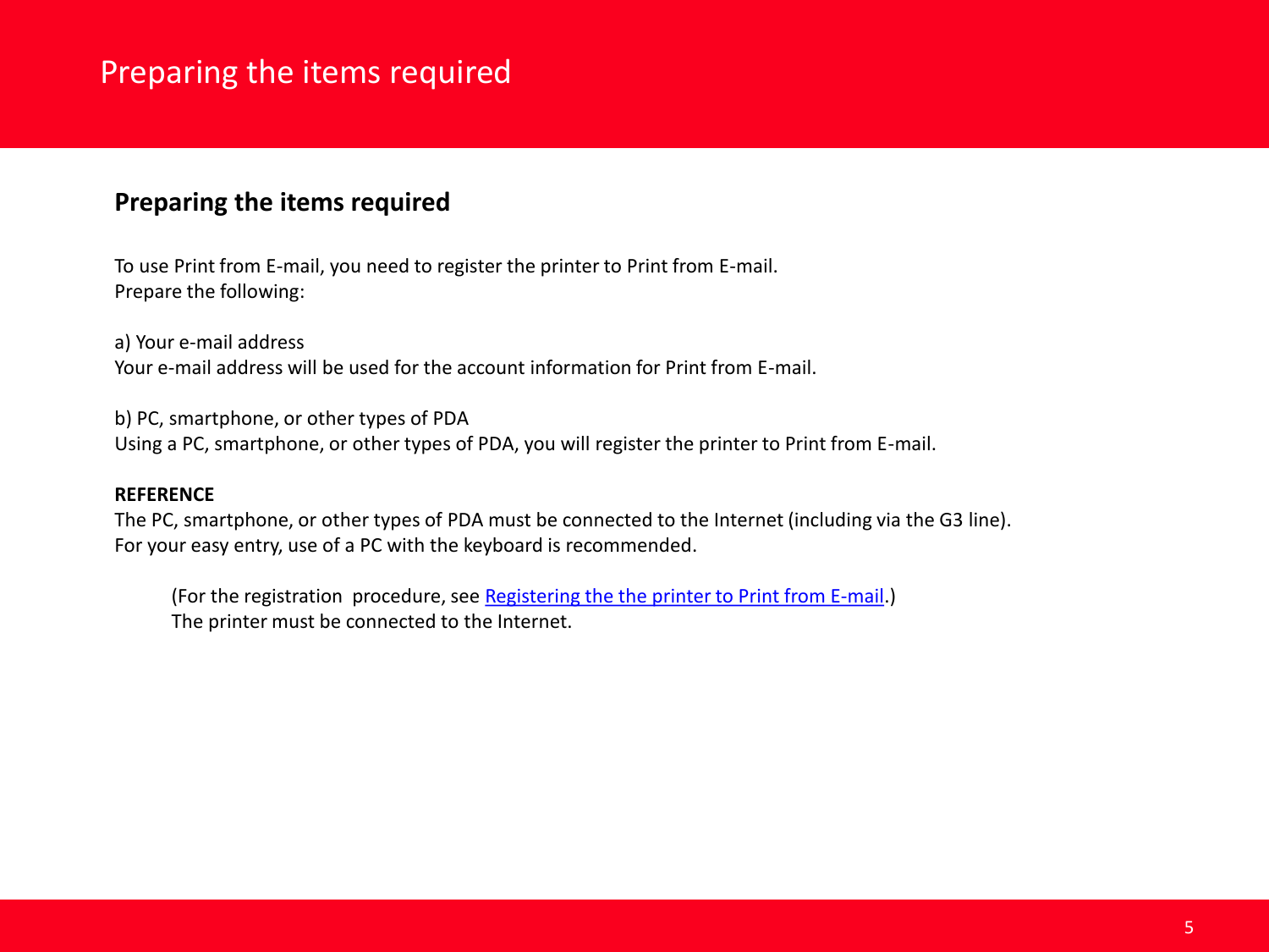# Preparing the items required

## Preparing the items required

To use Print from E-mail, you need to register the printer to Print from E-mail.
Prepare the following:

a) Your e-mail address
Your e-mail address will be used for the account information for Print from E-mail.

b) PC, smartphone, or other types of PDA
Using a PC, smartphone, or other types of PDA, you will register the printer to Print from E-mail.

**REFERENCE**
The PC, smartphone, or other types of PDA must be connected to the Internet (including via the G3 line).
For your easy entry, use of a PC with the keyboard is recommended.

(For the registration procedure, see Registering the the printer to Print from E-mail.)
The printer must be connected to the Internet.